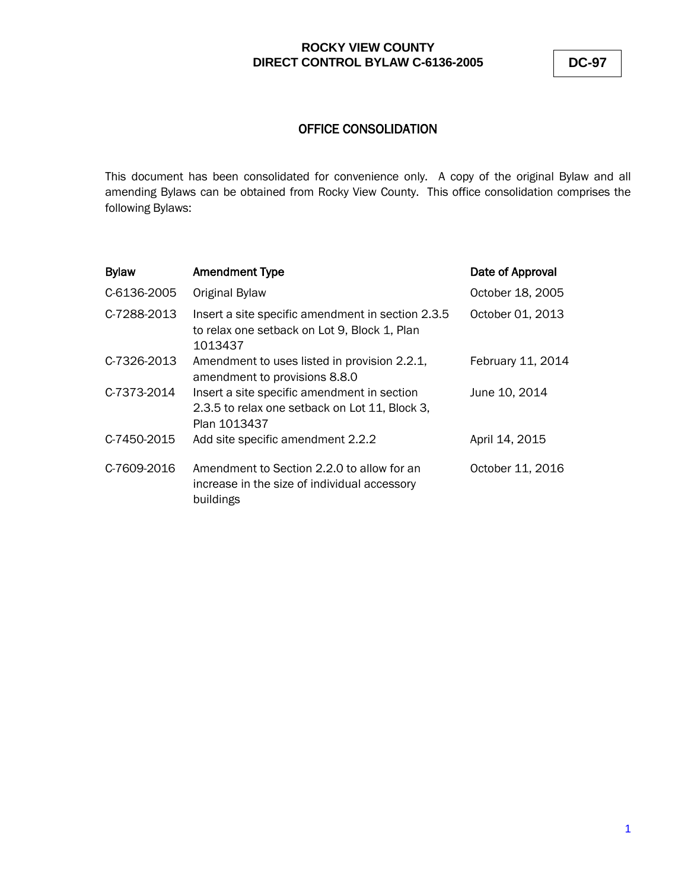**ROCKY VIEW COUNTY**
**DIRECT CONTROL BYLAW C-6136-2005**

**DC-97**

## OFFICE CONSOLIDATION

This document has been consolidated for convenience only. A copy of the original Bylaw and all amending Bylaws can be obtained from Rocky View County. This office consolidation comprises the following Bylaws:

| Bylaw | Amendment Type | Date of Approval |
|---|---|---|
| C-6136-2005 | Original Bylaw | October 18, 2005 |
| C-7288-2013 | Insert a site specific amendment in section 2.3.5 to relax one setback on Lot 9, Block 1, Plan 1013437 | October 01, 2013 |
| C-7326-2013 | Amendment to uses listed in provision 2.2.1, amendment to provisions 8.8.0 | February 11, 2014 |
| C-7373-2014 | Insert a site specific amendment in section 2.3.5 to relax one setback on Lot 11, Block 3, Plan 1013437 | June 10, 2014 |
| C-7450-2015 | Add site specific amendment 2.2.2 | April 14, 2015 |
| C-7609-2016 | Amendment to Section 2.2.0 to allow for an increase in the size of individual accessory buildings | October 11, 2016 |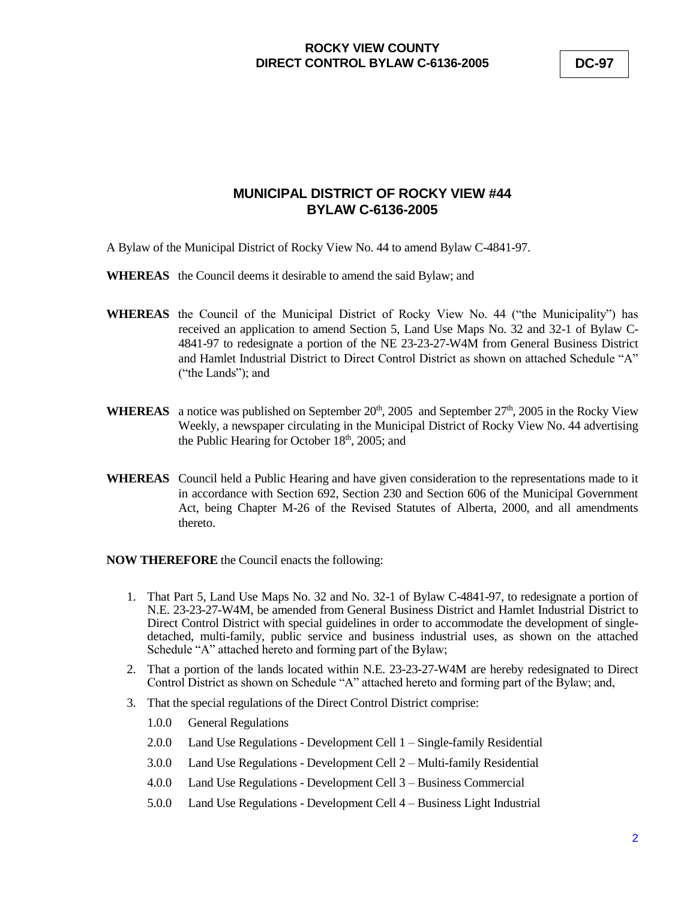# MUNICIPAL DISTRICT OF ROCKY VIEW #44
# BYLAW C-6136-2005

A Bylaw of the Municipal District of Rocky View No. 44 to amend Bylaw C-4841-97.

**WHEREAS** the Council deems it desirable to amend the said Bylaw; and

**WHEREAS** the Council of the Municipal District of Rocky View No. 44 ("the Municipality") has received an application to amend Section 5, Land Use Maps No. 32 and 32-1 of Bylaw C-4841-97 to redesignate a portion of the NE 23-23-27-W4M from General Business District and Hamlet Industrial District to Direct Control District as shown on attached Schedule "A" ("the Lands"); and

**WHEREAS** a notice was published on September 20th, 2005 and September 27th, 2005 in the Rocky View Weekly, a newspaper circulating in the Municipal District of Rocky View No. 44 advertising the Public Hearing for October 18th, 2005; and

**WHEREAS** Council held a Public Hearing and have given consideration to the representations made to it in accordance with Section 692, Section 230 and Section 606 of the Municipal Government Act, being Chapter M-26 of the Revised Statutes of Alberta, 2000, and all amendments thereto.

**NOW THEREFORE** the Council enacts the following:

1. That Part 5, Land Use Maps No. 32 and No. 32-1 of Bylaw C-4841-97, to redesignate a portion of N.E. 23-23-27-W4M, be amended from General Business District and Hamlet Industrial District to Direct Control District with special guidelines in order to accommodate the development of single-detached, multi-family, public service and business industrial uses, as shown on the attached Schedule "A" attached hereto and forming part of the Bylaw;
2. That a portion of the lands located within N.E. 23-23-27-W4M are hereby redesignated to Direct Control District as shown on Schedule "A" attached hereto and forming part of the Bylaw; and,
3. That the special regulations of the Direct Control District comprise:

   1.0.0 General Regulations

   2.0.0 Land Use Regulations - Development Cell 1 – Single-family Residential

   3.0.0 Land Use Regulations - Development Cell 2 – Multi-family Residential

   4.0.0 Land Use Regulations - Development Cell 3 – Business Commercial

   5.0.0 Land Use Regulations - Development Cell 4 – Business Light Industrial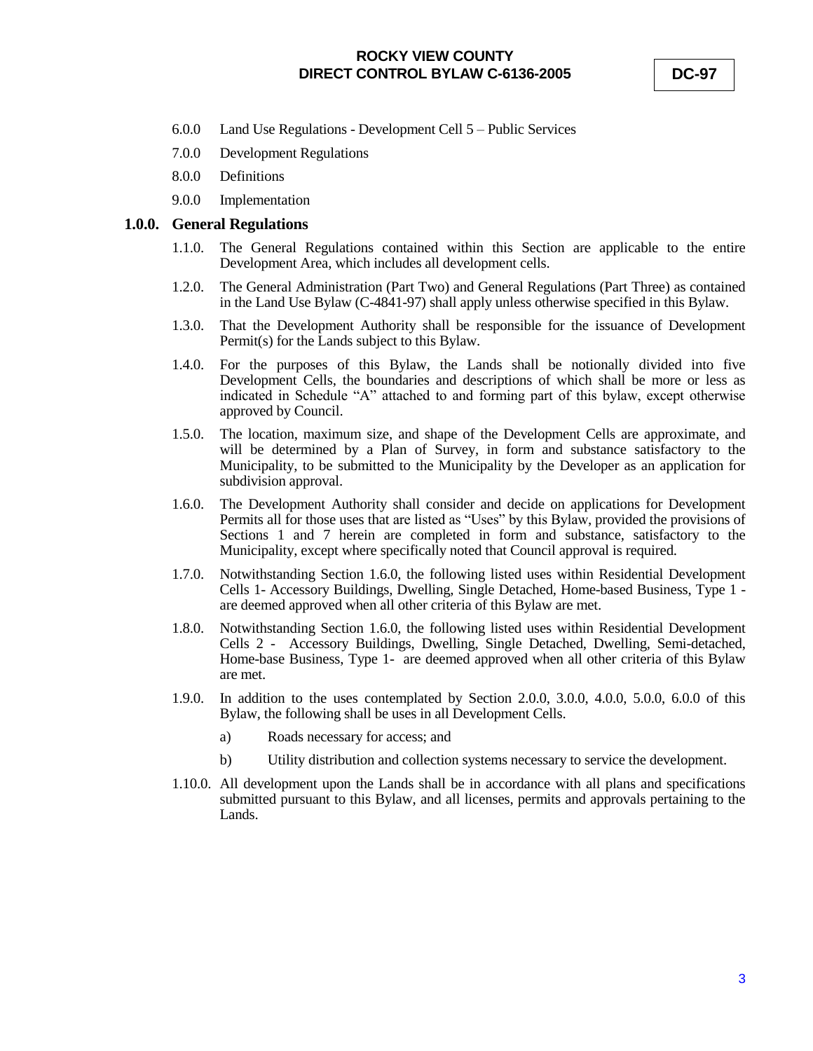6.0.0 Land Use Regulations - Development Cell 5 – Public Services

7.0.0 Development Regulations

8.0.0 Definitions

9.0.0 Implementation

## 1.0.0. General Regulations

1.1.0. The General Regulations contained within this Section are applicable to the entire Development Area, which includes all development cells.

1.2.0. The General Administration (Part Two) and General Regulations (Part Three) as contained in the Land Use Bylaw (C-4841-97) shall apply unless otherwise specified in this Bylaw.

1.3.0. That the Development Authority shall be responsible for the issuance of Development Permit(s) for the Lands subject to this Bylaw.

1.4.0. For the purposes of this Bylaw, the Lands shall be notionally divided into five Development Cells, the boundaries and descriptions of which shall be more or less as indicated in Schedule "A" attached to and forming part of this bylaw, except otherwise approved by Council.

1.5.0. The location, maximum size, and shape of the Development Cells are approximate, and will be determined by a Plan of Survey, in form and substance satisfactory to the Municipality, to be submitted to the Municipality by the Developer as an application for subdivision approval.

1.6.0. The Development Authority shall consider and decide on applications for Development Permits all for those uses that are listed as "Uses" by this Bylaw, provided the provisions of Sections 1 and 7 herein are completed in form and substance, satisfactory to the Municipality, except where specifically noted that Council approval is required.

1.7.0. Notwithstanding Section 1.6.0, the following listed uses within Residential Development Cells 1- Accessory Buildings, Dwelling, Single Detached, Home-based Business, Type 1 - are deemed approved when all other criteria of this Bylaw are met.

1.8.0. Notwithstanding Section 1.6.0, the following listed uses within Residential Development Cells 2 - Accessory Buildings, Dwelling, Single Detached, Dwelling, Semi-detached, Home-base Business, Type 1- are deemed approved when all other criteria of this Bylaw are met.

1.9.0. In addition to the uses contemplated by Section 2.0.0, 3.0.0, 4.0.0, 5.0.0, 6.0.0 of this Bylaw, the following shall be uses in all Development Cells.

a) Roads necessary for access; and

b) Utility distribution and collection systems necessary to service the development.

1.10.0. All development upon the Lands shall be in accordance with all plans and specifications submitted pursuant to this Bylaw, and all licenses, permits and approvals pertaining to the Lands.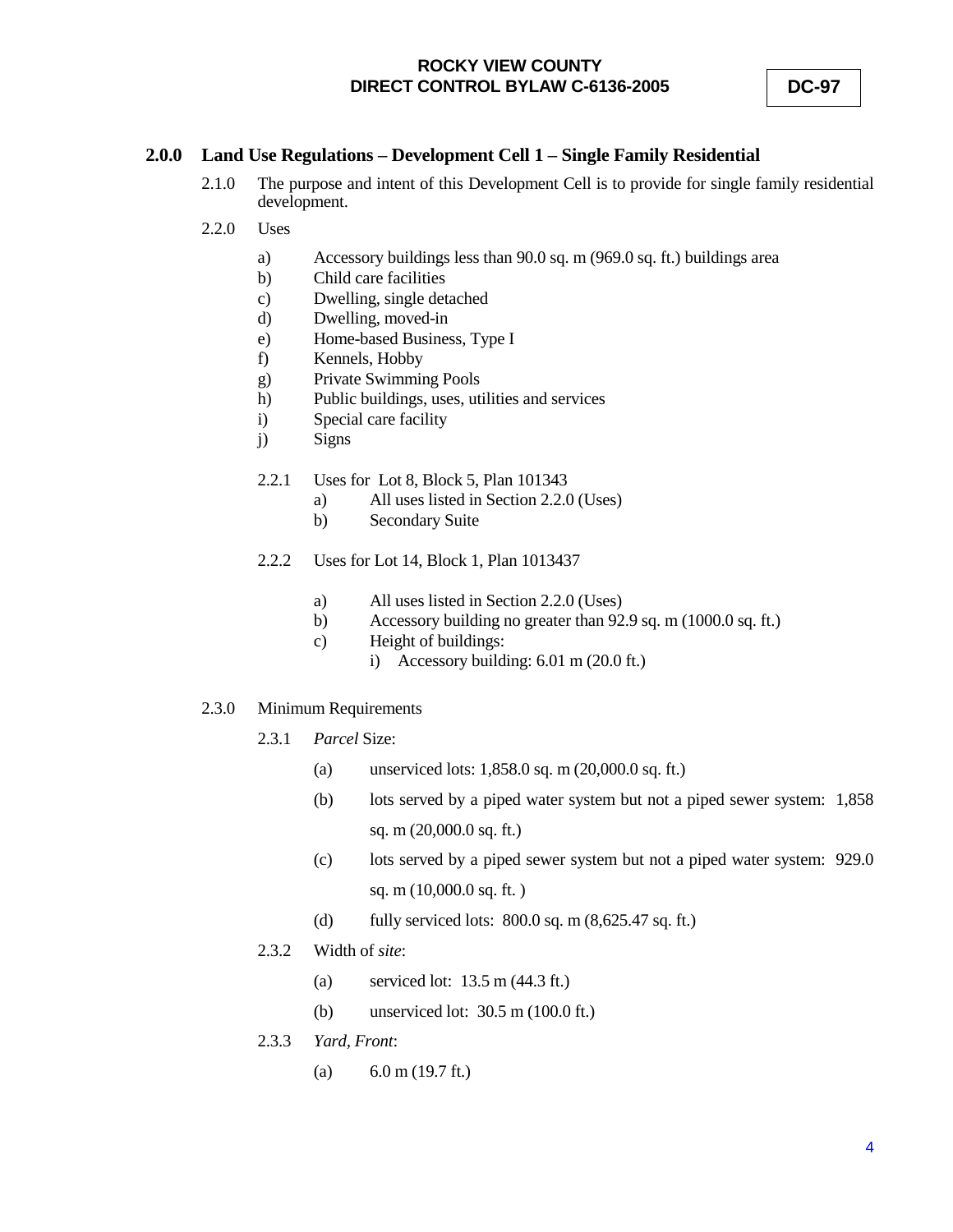## 2.0.0 Land Use Regulations – Development Cell 1 – Single Family Residential

2.1.0 The purpose and intent of this Development Cell is to provide for single family residential development.

2.2.0 Uses

- a) Accessory buildings less than 90.0 sq. m (969.0 sq. ft.) buildings area
- b) Child care facilities
- c) Dwelling, single detached
- d) Dwelling, moved-in
- e) Home-based Business, Type I
- f) Kennels, Hobby
- g) Private Swimming Pools
- h) Public buildings, uses, utilities and services
- i) Special care facility
- j) Signs

2.2.1 Uses for Lot 8, Block 5, Plan 101343

- a) All uses listed in Section 2.2.0 (Uses)
- b) Secondary Suite

2.2.2 Uses for Lot 14, Block 1, Plan 1013437

- a) All uses listed in Section 2.2.0 (Uses)
- b) Accessory building no greater than 92.9 sq. m (1000.0 sq. ft.)
- c) Height of buildings:
  - i) Accessory building: 6.01 m (20.0 ft.)

2.3.0 Minimum Requirements

2.3.1 *Parcel* Size:

- (a) unserviced lots: 1,858.0 sq. m (20,000.0 sq. ft.)
- (b) lots served by a piped water system but not a piped sewer system: 1,858 sq. m (20,000.0 sq. ft.)
- (c) lots served by a piped sewer system but not a piped water system: 929.0 sq. m (10,000.0 sq. ft. )
- (d) fully serviced lots: 800.0 sq. m (8,625.47 sq. ft.)

2.3.2 Width of *site*:

- (a) serviced lot: 13.5 m (44.3 ft.)
- (b) unserviced lot: 30.5 m (100.0 ft.)

2.3.3 *Yard, Front*:

- (a) 6.0 m (19.7 ft.)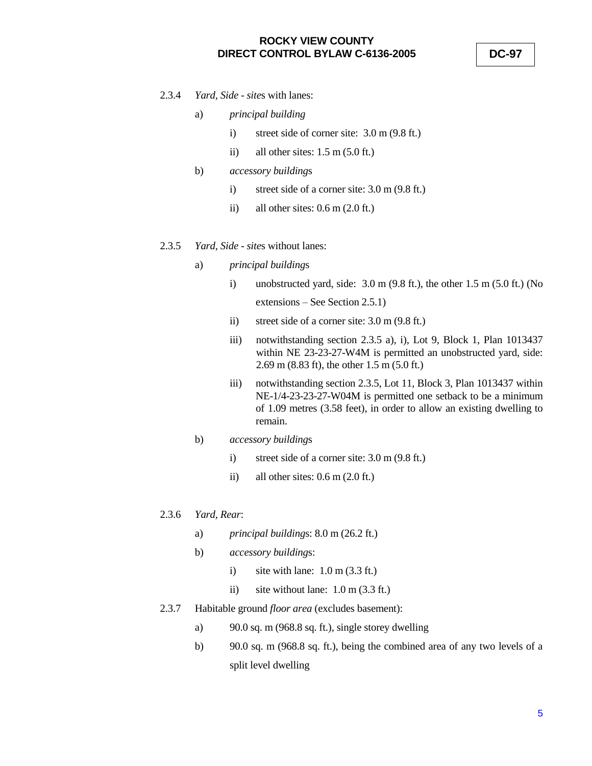2.3.4 *Yard, Side* - *site*s with lanes:

a) *principal building*

i) street side of corner site: 3.0 m (9.8 ft.)

ii) all other sites: 1.5 m (5.0 ft.)

b) *accessory building*s

i) street side of a corner site: 3.0 m (9.8 ft.)

ii) all other sites: 0.6 m (2.0 ft.)

2.3.5 *Yard, Side* - *site*s without lanes:

a) *principal building*s

i) unobstructed yard, side: 3.0 m (9.8 ft.), the other 1.5 m (5.0 ft.) (No extensions – See Section 2.5.1)

ii) street side of a corner site: 3.0 m (9.8 ft.)

iii) notwithstanding section 2.3.5 a), i), Lot 9, Block 1, Plan 1013437 within NE 23-23-27-W4M is permitted an unobstructed yard, side: 2.69 m (8.83 ft), the other 1.5 m (5.0 ft.)

iii) notwithstanding section 2.3.5, Lot 11, Block 3, Plan 1013437 within NE-1/4-23-23-27-W04M is permitted one setback to be a minimum of 1.09 metres (3.58 feet), in order to allow an existing dwelling to remain.

b) *accessory building*s

i) street side of a corner site: 3.0 m (9.8 ft.)

ii) all other sites: 0.6 m (2.0 ft.)

2.3.6 *Yard, Rear*:

a) *principal building*s: 8.0 m (26.2 ft.)

b) *accessory building*s:

i) site with lane: 1.0 m (3.3 ft.)

ii) site without lane: 1.0 m (3.3 ft.)

2.3.7 Habitable ground *floor area* (excludes basement):

a) 90.0 sq. m (968.8 sq. ft.), single storey dwelling

b) 90.0 sq. m (968.8 sq. ft.), being the combined area of any two levels of a split level dwelling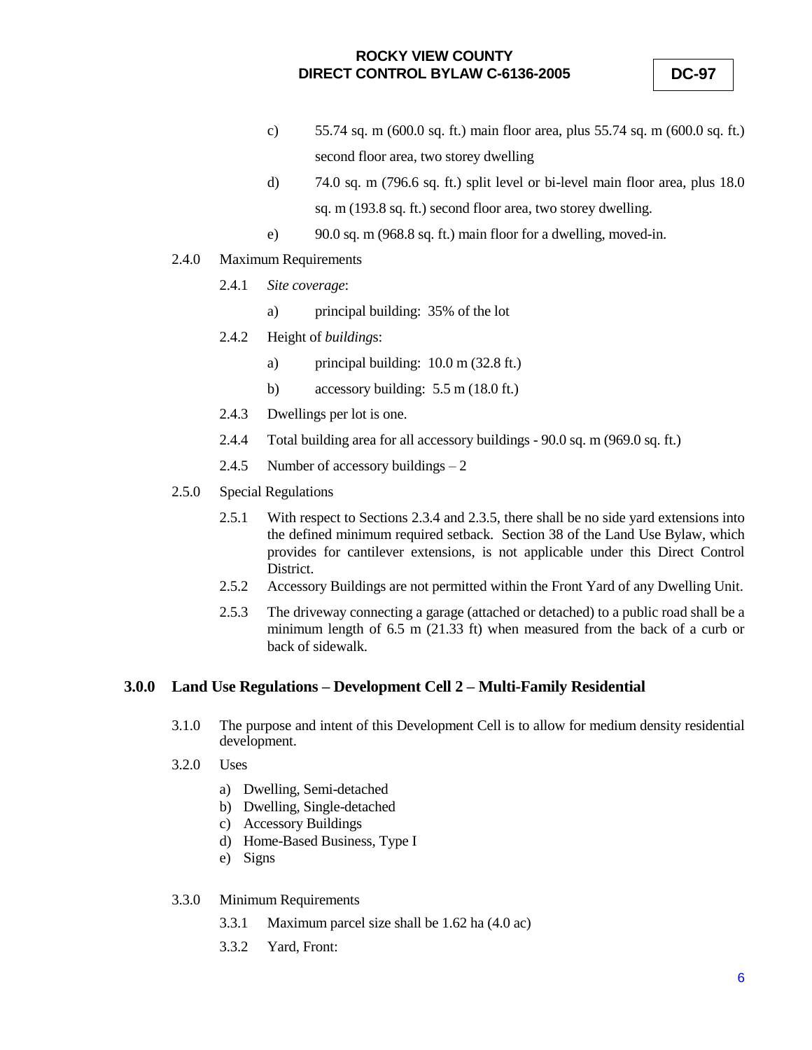c) 55.74 sq. m (600.0 sq. ft.) main floor area, plus 55.74 sq. m (600.0 sq. ft.) second floor area, two storey dwelling

d) 74.0 sq. m (796.6 sq. ft.) split level or bi-level main floor area, plus 18.0 sq. m (193.8 sq. ft.) second floor area, two storey dwelling.

e) 90.0 sq. m (968.8 sq. ft.) main floor for a dwelling, moved-in.

2.4.0 Maximum Requirements

2.4.1 *Site coverage*:

a) principal building: 35% of the lot

2.4.2 Height of *buildings*:

a) principal building: 10.0 m (32.8 ft.)

b) accessory building: 5.5 m (18.0 ft.)

2.4.3 Dwellings per lot is one.

2.4.4 Total building area for all accessory buildings - 90.0 sq. m (969.0 sq. ft.)

2.4.5 Number of accessory buildings – 2

2.5.0 Special Regulations

2.5.1 With respect to Sections 2.3.4 and 2.3.5, there shall be no side yard extensions into the defined minimum required setback. Section 38 of the Land Use Bylaw, which provides for cantilever extensions, is not applicable under this Direct Control District.

2.5.2 Accessory Buildings are not permitted within the Front Yard of any Dwelling Unit.

2.5.3 The driveway connecting a garage (attached or detached) to a public road shall be a minimum length of 6.5 m (21.33 ft) when measured from the back of a curb or back of sidewalk.

## 3.0.0 Land Use Regulations – Development Cell 2 – Multi-Family Residential

3.1.0 The purpose and intent of this Development Cell is to allow for medium density residential development.

3.2.0 Uses

a) Dwelling, Semi-detached
b) Dwelling, Single-detached
c) Accessory Buildings
d) Home-Based Business, Type I
e) Signs

3.3.0 Minimum Requirements

3.3.1 Maximum parcel size shall be 1.62 ha (4.0 ac)

3.3.2 Yard, Front: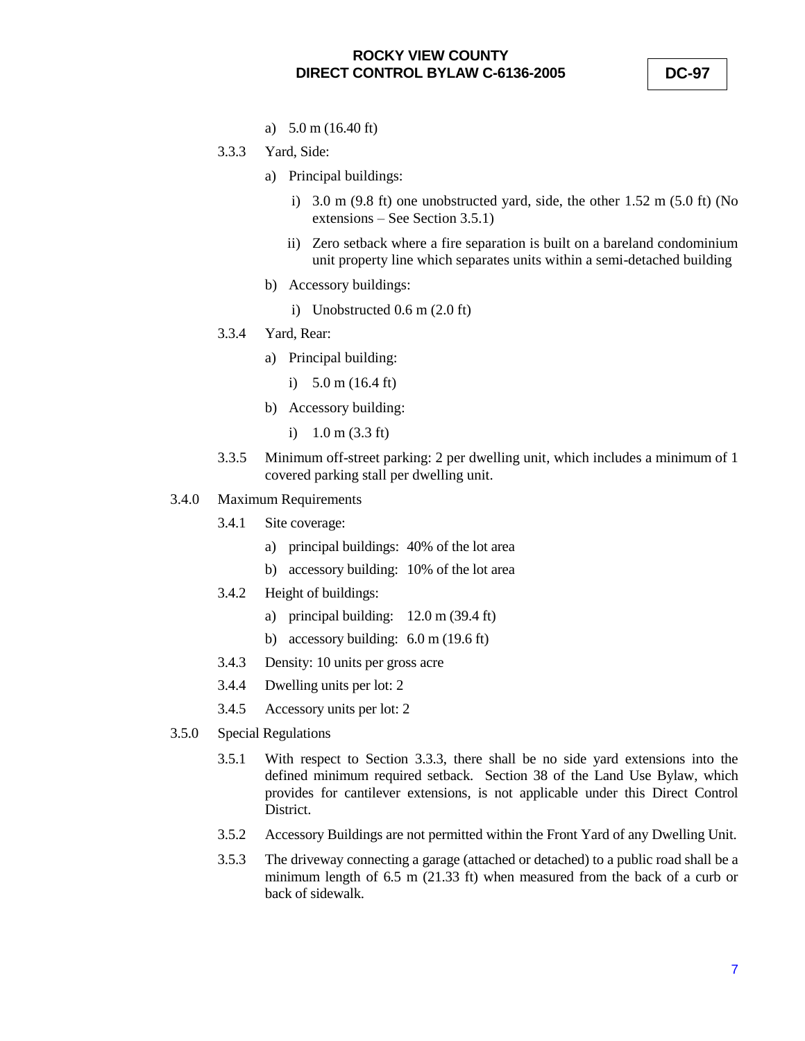a) 5.0 m (16.40 ft)

3.3.3 Yard, Side:

a) Principal buildings:

i) 3.0 m (9.8 ft) one unobstructed yard, side, the other 1.52 m (5.0 ft) (No extensions – See Section 3.5.1)

ii) Zero setback where a fire separation is built on a bareland condominium unit property line which separates units within a semi-detached building

b) Accessory buildings:

i) Unobstructed 0.6 m (2.0 ft)

3.3.4 Yard, Rear:

a) Principal building:

i) 5.0 m (16.4 ft)

b) Accessory building:

i) 1.0 m (3.3 ft)

3.3.5 Minimum off-street parking: 2 per dwelling unit, which includes a minimum of 1 covered parking stall per dwelling unit.

3.4.0 Maximum Requirements

3.4.1 Site coverage:

a) principal buildings: 40% of the lot area

b) accessory building: 10% of the lot area

3.4.2 Height of buildings:

a) principal building: 12.0 m (39.4 ft)

b) accessory building: 6.0 m (19.6 ft)

3.4.3 Density: 10 units per gross acre

3.4.4 Dwelling units per lot: 2

3.4.5 Accessory units per lot: 2

3.5.0 Special Regulations

3.5.1 With respect to Section 3.3.3, there shall be no side yard extensions into the defined minimum required setback. Section 38 of the Land Use Bylaw, which provides for cantilever extensions, is not applicable under this Direct Control District.

3.5.2 Accessory Buildings are not permitted within the Front Yard of any Dwelling Unit.

3.5.3 The driveway connecting a garage (attached or detached) to a public road shall be a minimum length of 6.5 m (21.33 ft) when measured from the back of a curb or back of sidewalk.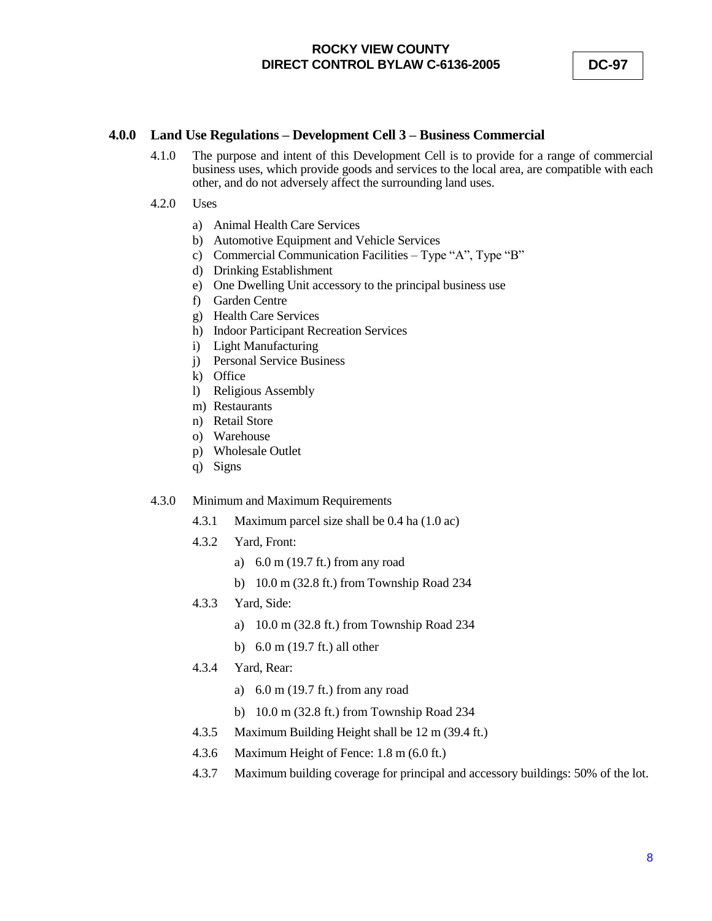## 4.0.0 Land Use Regulations – Development Cell 3 – Business Commercial

4.1.0 The purpose and intent of this Development Cell is to provide for a range of commercial business uses, which provide goods and services to the local area, are compatible with each other, and do not adversely affect the surrounding land uses.

4.2.0 Uses

a) Animal Health Care Services
b) Automotive Equipment and Vehicle Services
c) Commercial Communication Facilities – Type "A", Type "B"
d) Drinking Establishment
e) One Dwelling Unit accessory to the principal business use
f) Garden Centre
g) Health Care Services
h) Indoor Participant Recreation Services
i) Light Manufacturing
j) Personal Service Business
k) Office
l) Religious Assembly
m) Restaurants
n) Retail Store
o) Warehouse
p) Wholesale Outlet
q) Signs

4.3.0 Minimum and Maximum Requirements

4.3.1 Maximum parcel size shall be 0.4 ha (1.0 ac)

4.3.2 Yard, Front:

a) 6.0 m (19.7 ft.) from any road

b) 10.0 m (32.8 ft.) from Township Road 234

4.3.3 Yard, Side:

a) 10.0 m (32.8 ft.) from Township Road 234

b) 6.0 m (19.7 ft.) all other

4.3.4 Yard, Rear:

a) 6.0 m (19.7 ft.) from any road

b) 10.0 m (32.8 ft.) from Township Road 234

4.3.5 Maximum Building Height shall be 12 m (39.4 ft.)

4.3.6 Maximum Height of Fence: 1.8 m (6.0 ft.)

4.3.7 Maximum building coverage for principal and accessory buildings: 50% of the lot.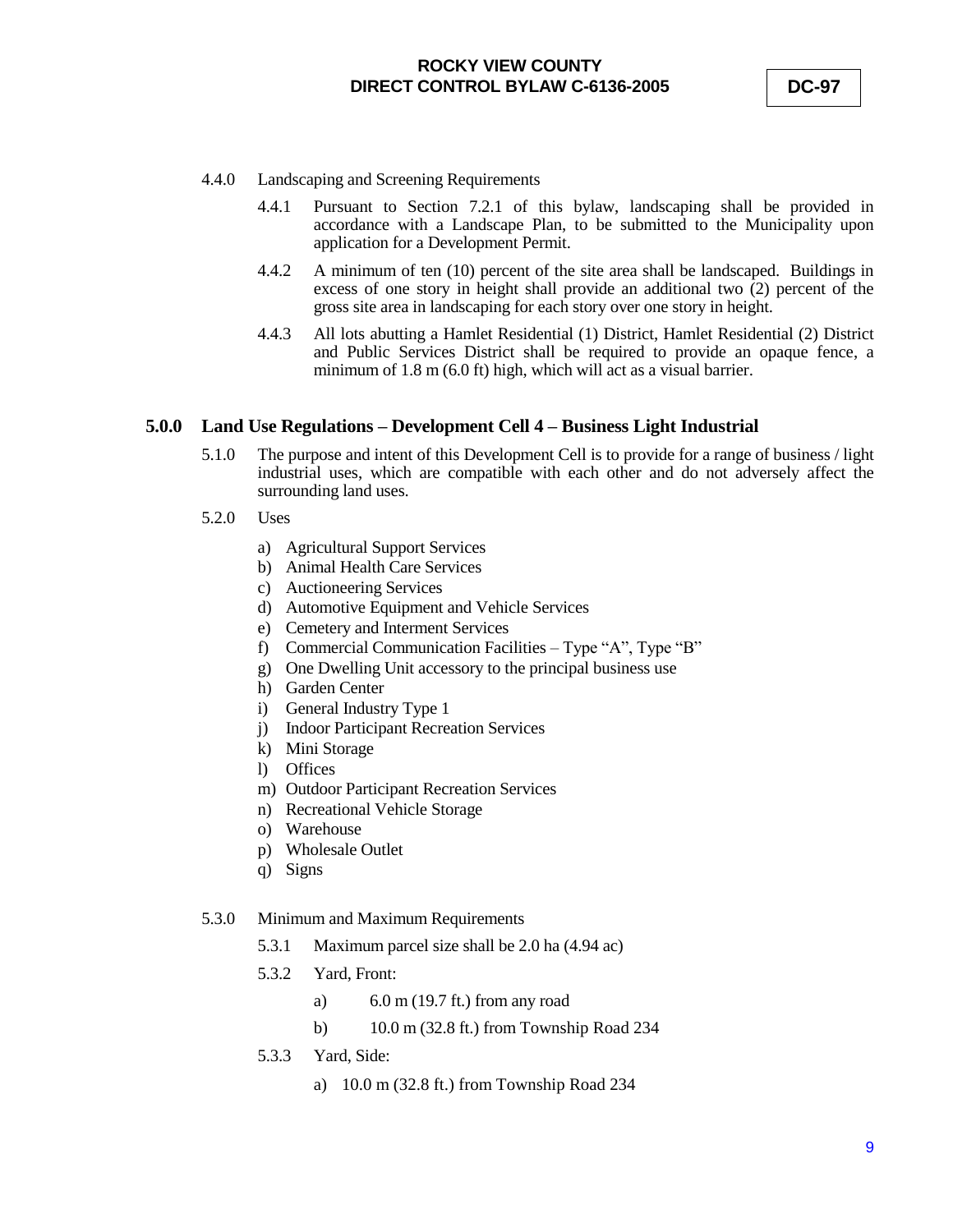4.4.0 Landscaping and Screening Requirements

4.4.1 Pursuant to Section 7.2.1 of this bylaw, landscaping shall be provided in accordance with a Landscape Plan, to be submitted to the Municipality upon application for a Development Permit.

4.4.2 A minimum of ten (10) percent of the site area shall be landscaped. Buildings in excess of one story in height shall provide an additional two (2) percent of the gross site area in landscaping for each story over one story in height.

4.4.3 All lots abutting a Hamlet Residential (1) District, Hamlet Residential (2) District and Public Services District shall be required to provide an opaque fence, a minimum of 1.8 m (6.0 ft) high, which will act as a visual barrier.

## 5.0.0 Land Use Regulations – Development Cell 4 – Business Light Industrial

5.1.0 The purpose and intent of this Development Cell is to provide for a range of business / light industrial uses, which are compatible with each other and do not adversely affect the surrounding land uses.

5.2.0 Uses

a) Agricultural Support Services
b) Animal Health Care Services
c) Auctioneering Services
d) Automotive Equipment and Vehicle Services
e) Cemetery and Interment Services
f) Commercial Communication Facilities – Type "A", Type "B"
g) One Dwelling Unit accessory to the principal business use
h) Garden Center
i) General Industry Type 1
j) Indoor Participant Recreation Services
k) Mini Storage
l) Offices
m) Outdoor Participant Recreation Services
n) Recreational Vehicle Storage
o) Warehouse
p) Wholesale Outlet
q) Signs

5.3.0 Minimum and Maximum Requirements

5.3.1 Maximum parcel size shall be 2.0 ha (4.94 ac)

5.3.2 Yard, Front:

a) 6.0 m (19.7 ft.) from any road

b) 10.0 m (32.8 ft.) from Township Road 234

5.3.3 Yard, Side:

a) 10.0 m (32.8 ft.) from Township Road 234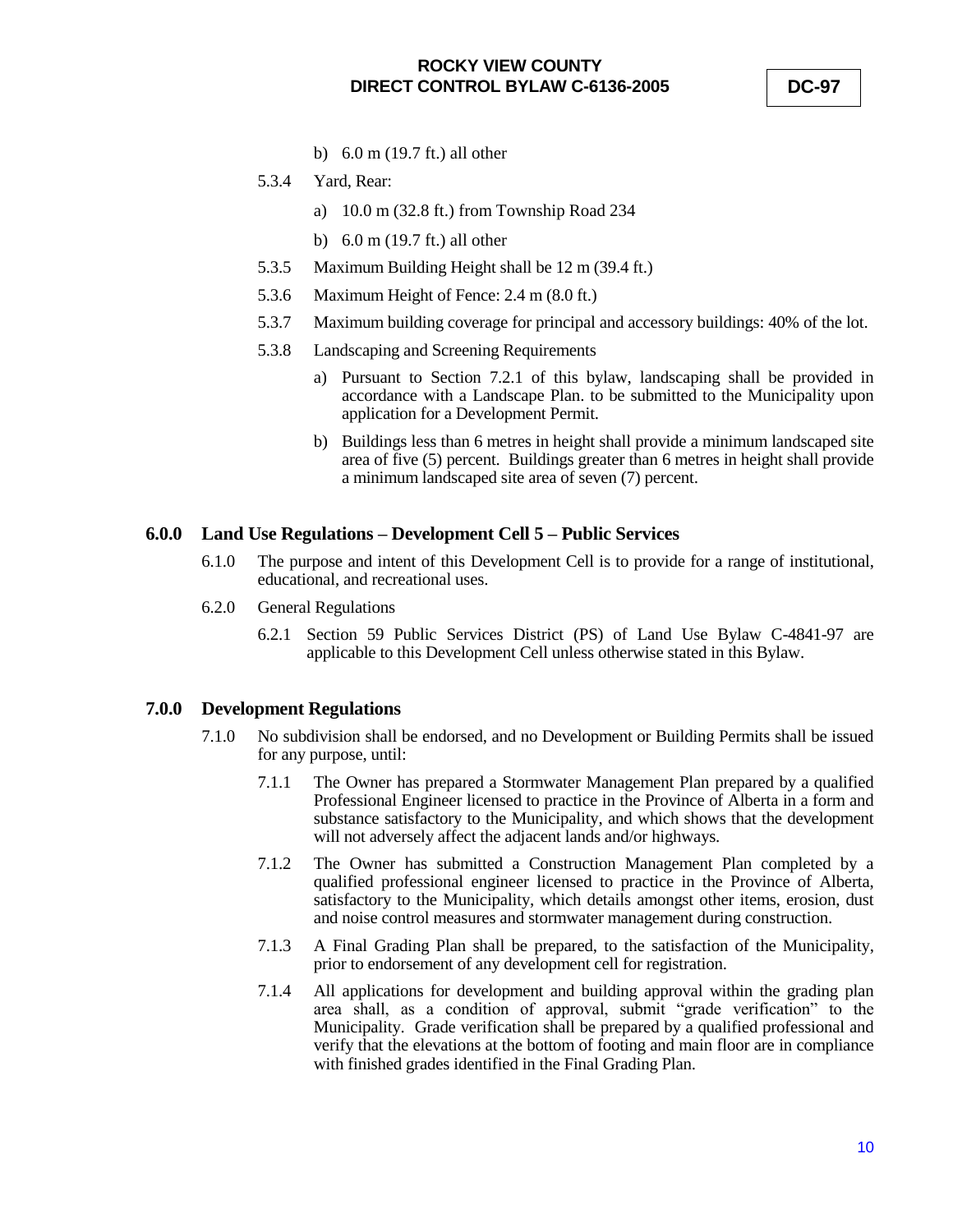b) 6.0 m (19.7 ft.) all other

5.3.4 Yard, Rear:

a) 10.0 m (32.8 ft.) from Township Road 234

b) 6.0 m (19.7 ft.) all other

5.3.5 Maximum Building Height shall be 12 m (39.4 ft.)

5.3.6 Maximum Height of Fence: 2.4 m (8.0 ft.)

5.3.7 Maximum building coverage for principal and accessory buildings: 40% of the lot.

5.3.8 Landscaping and Screening Requirements

a) Pursuant to Section 7.2.1 of this bylaw, landscaping shall be provided in accordance with a Landscape Plan. to be submitted to the Municipality upon application for a Development Permit.

b) Buildings less than 6 metres in height shall provide a minimum landscaped site area of five (5) percent. Buildings greater than 6 metres in height shall provide a minimum landscaped site area of seven (7) percent.

## 6.0.0 Land Use Regulations – Development Cell 5 – Public Services

6.1.0 The purpose and intent of this Development Cell is to provide for a range of institutional, educational, and recreational uses.

6.2.0 General Regulations

6.2.1 Section 59 Public Services District (PS) of Land Use Bylaw C-4841-97 are applicable to this Development Cell unless otherwise stated in this Bylaw.

## 7.0.0 Development Regulations

7.1.0 No subdivision shall be endorsed, and no Development or Building Permits shall be issued for any purpose, until:

7.1.1 The Owner has prepared a Stormwater Management Plan prepared by a qualified Professional Engineer licensed to practice in the Province of Alberta in a form and substance satisfactory to the Municipality, and which shows that the development will not adversely affect the adjacent lands and/or highways.

7.1.2 The Owner has submitted a Construction Management Plan completed by a qualified professional engineer licensed to practice in the Province of Alberta, satisfactory to the Municipality, which details amongst other items, erosion, dust and noise control measures and stormwater management during construction.

7.1.3 A Final Grading Plan shall be prepared, to the satisfaction of the Municipality, prior to endorsement of any development cell for registration.

7.1.4 All applications for development and building approval within the grading plan area shall, as a condition of approval, submit "grade verification" to the Municipality. Grade verification shall be prepared by a qualified professional and verify that the elevations at the bottom of footing and main floor are in compliance with finished grades identified in the Final Grading Plan.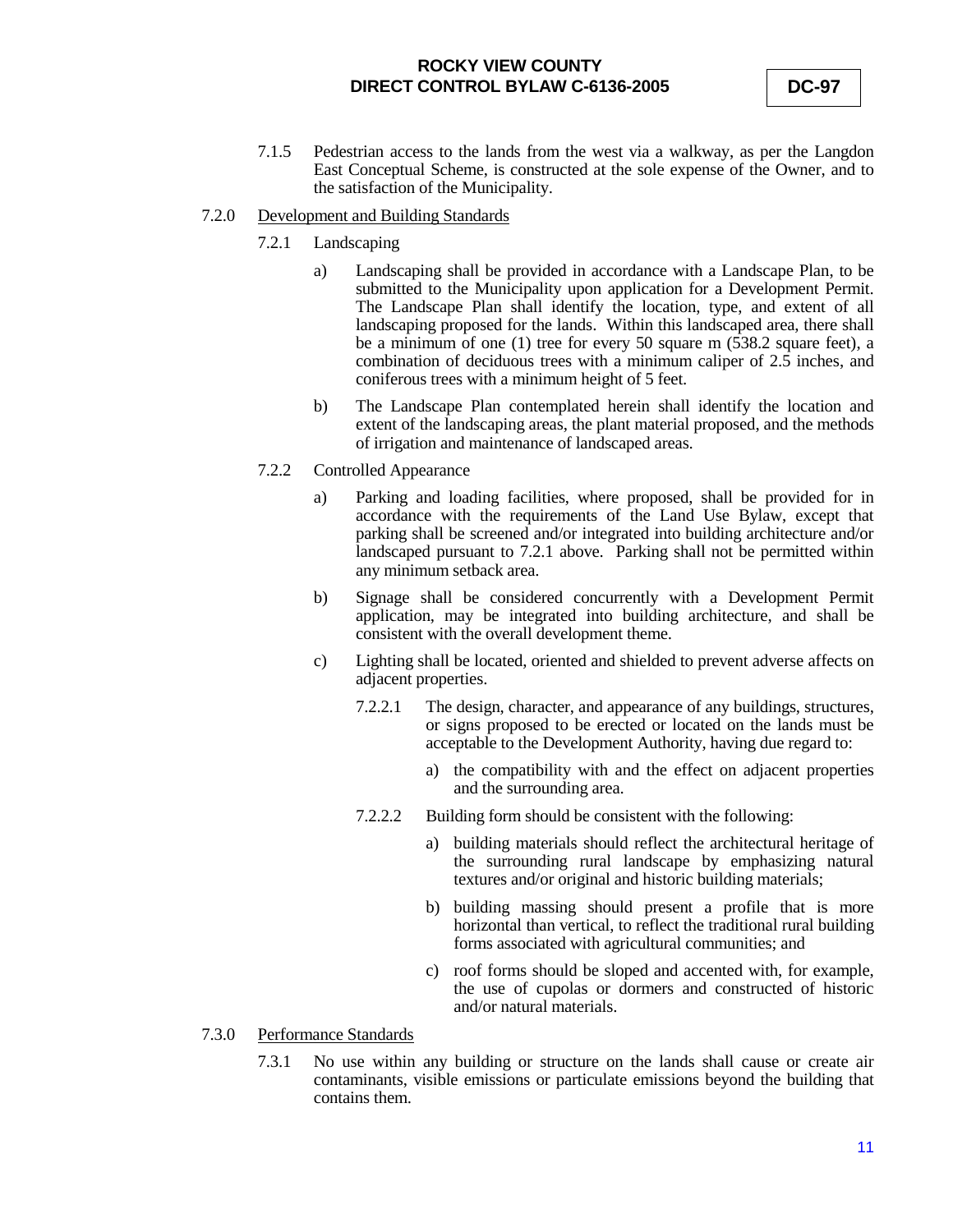7.1.5 Pedestrian access to the lands from the west via a walkway, as per the Langdon East Conceptual Scheme, is constructed at the sole expense of the Owner, and to the satisfaction of the Municipality.

7.2.0 <u>Development and Building Standards</u>

7.2.1 Landscaping

a) Landscaping shall be provided in accordance with a Landscape Plan, to be submitted to the Municipality upon application for a Development Permit. The Landscape Plan shall identify the location, type, and extent of all landscaping proposed for the lands. Within this landscaped area, there shall be a minimum of one (1) tree for every 50 square m (538.2 square feet), a combination of deciduous trees with a minimum caliper of 2.5 inches, and coniferous trees with a minimum height of 5 feet.

b) The Landscape Plan contemplated herein shall identify the location and extent of the landscaping areas, the plant material proposed, and the methods of irrigation and maintenance of landscaped areas.

7.2.2 Controlled Appearance

a) Parking and loading facilities, where proposed, shall be provided for in accordance with the requirements of the Land Use Bylaw, except that parking shall be screened and/or integrated into building architecture and/or landscaped pursuant to 7.2.1 above. Parking shall not be permitted within any minimum setback area.

b) Signage shall be considered concurrently with a Development Permit application, may be integrated into building architecture, and shall be consistent with the overall development theme.

c) Lighting shall be located, oriented and shielded to prevent adverse affects on adjacent properties.

7.2.2.1 The design, character, and appearance of any buildings, structures, or signs proposed to be erected or located on the lands must be acceptable to the Development Authority, having due regard to:

a) the compatibility with and the effect on adjacent properties and the surrounding area.

7.2.2.2 Building form should be consistent with the following:

a) building materials should reflect the architectural heritage of the surrounding rural landscape by emphasizing natural textures and/or original and historic building materials;

b) building massing should present a profile that is more horizontal than vertical, to reflect the traditional rural building forms associated with agricultural communities; and

c) roof forms should be sloped and accented with, for example, the use of cupolas or dormers and constructed of historic and/or natural materials.

7.3.0 <u>Performance Standards</u>

7.3.1 No use within any building or structure on the lands shall cause or create air contaminants, visible emissions or particulate emissions beyond the building that contains them.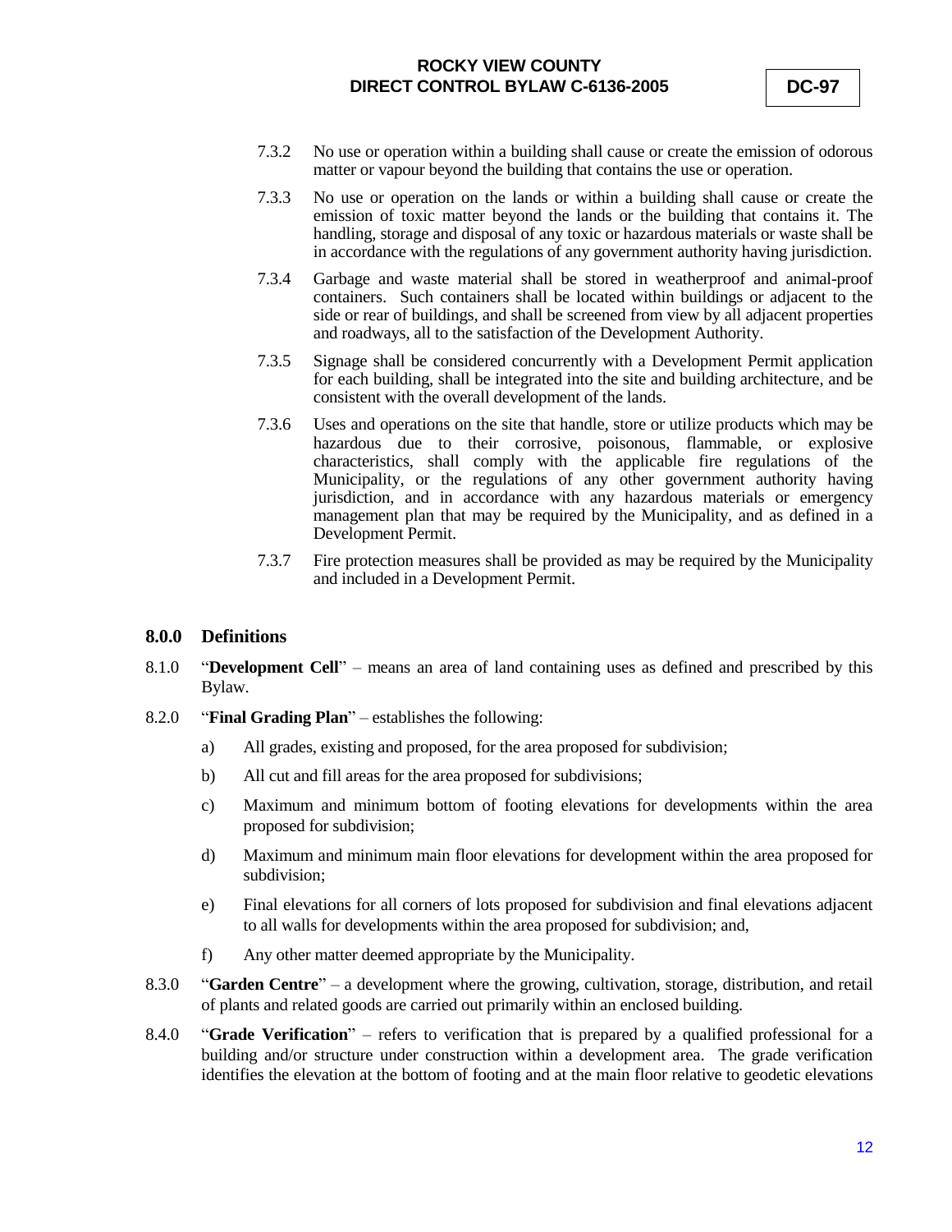7.3.2 No use or operation within a building shall cause or create the emission of odorous matter or vapour beyond the building that contains the use or operation.

7.3.3 No use or operation on the lands or within a building shall cause or create the emission of toxic matter beyond the lands or the building that contains it. The handling, storage and disposal of any toxic or hazardous materials or waste shall be in accordance with the regulations of any government authority having jurisdiction.

7.3.4 Garbage and waste material shall be stored in weatherproof and animal-proof containers. Such containers shall be located within buildings or adjacent to the side or rear of buildings, and shall be screened from view by all adjacent properties and roadways, all to the satisfaction of the Development Authority.

7.3.5 Signage shall be considered concurrently with a Development Permit application for each building, shall be integrated into the site and building architecture, and be consistent with the overall development of the lands.

7.3.6 Uses and operations on the site that handle, store or utilize products which may be hazardous due to their corrosive, poisonous, flammable, or explosive characteristics, shall comply with the applicable fire regulations of the Municipality, or the regulations of any other government authority having jurisdiction, and in accordance with any hazardous materials or emergency management plan that may be required by the Municipality, and as defined in a Development Permit.

7.3.7 Fire protection measures shall be provided as may be required by the Municipality and included in a Development Permit.

## 8.0.0 Definitions

8.1.0 "**Development Cell**" – means an area of land containing uses as defined and prescribed by this Bylaw.

8.2.0 "**Final Grading Plan**" – establishes the following:

a) All grades, existing and proposed, for the area proposed for subdivision;

b) All cut and fill areas for the area proposed for subdivisions;

c) Maximum and minimum bottom of footing elevations for developments within the area proposed for subdivision;

d) Maximum and minimum main floor elevations for development within the area proposed for subdivision;

e) Final elevations for all corners of lots proposed for subdivision and final elevations adjacent to all walls for developments within the area proposed for subdivision; and,

f) Any other matter deemed appropriate by the Municipality.

8.3.0 "**Garden Centre**" – a development where the growing, cultivation, storage, distribution, and retail of plants and related goods are carried out primarily within an enclosed building.

8.4.0 "**Grade Verification**" – refers to verification that is prepared by a qualified professional for a building and/or structure under construction within a development area. The grade verification identifies the elevation at the bottom of footing and at the main floor relative to geodetic elevations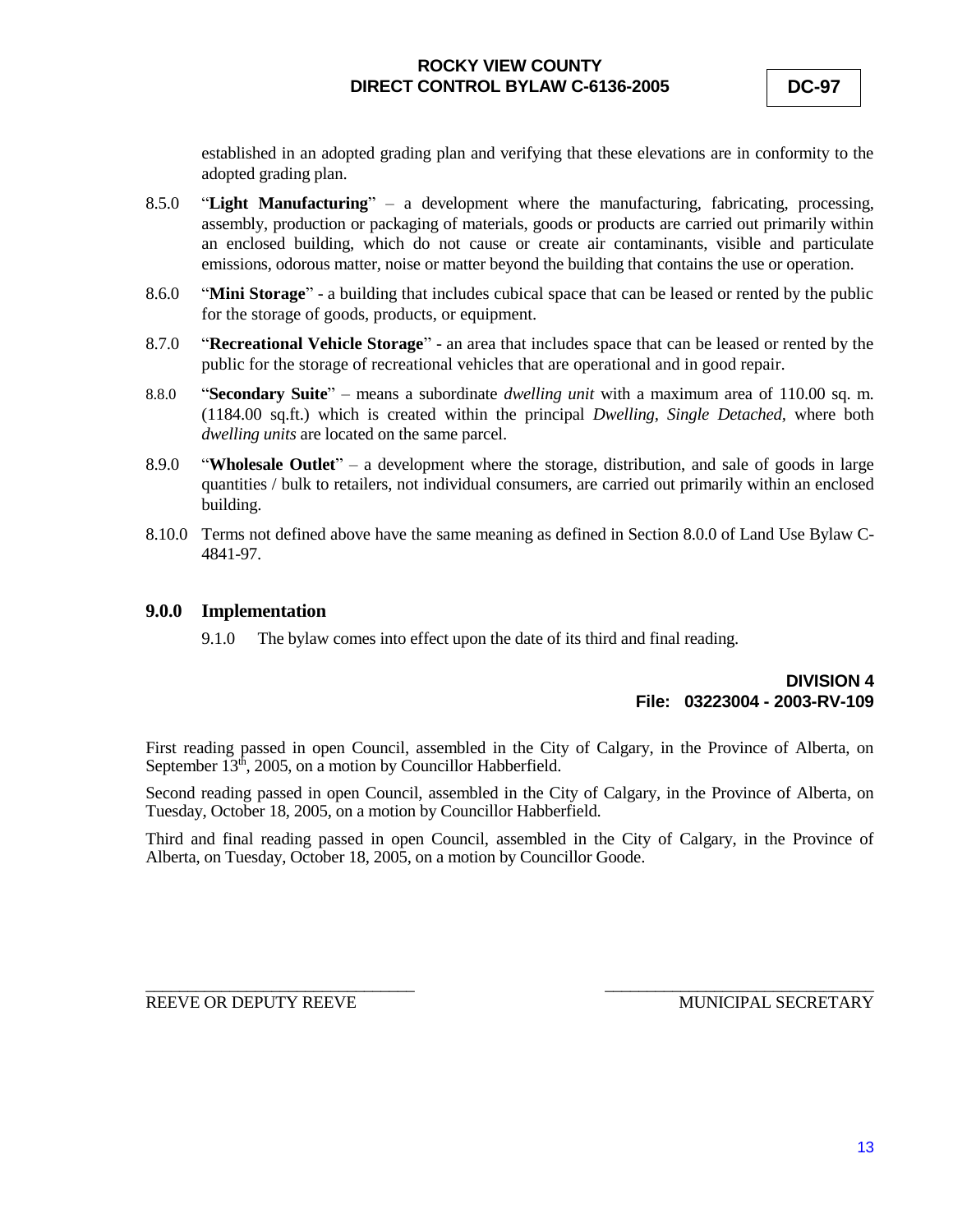established in an adopted grading plan and verifying that these elevations are in conformity to the adopted grading plan.

8.5.0 "**Light Manufacturing**" – a development where the manufacturing, fabricating, processing, assembly, production or packaging of materials, goods or products are carried out primarily within an enclosed building, which do not cause or create air contaminants, visible and particulate emissions, odorous matter, noise or matter beyond the building that contains the use or operation.

8.6.0 "**Mini Storage**" - a building that includes cubical space that can be leased or rented by the public for the storage of goods, products, or equipment.

8.7.0 "**Recreational Vehicle Storage**" - an area that includes space that can be leased or rented by the public for the storage of recreational vehicles that are operational and in good repair.

8.8.0 "**Secondary Suite**" – means a subordinate *dwelling unit* with a maximum area of 110.00 sq. m. (1184.00 sq.ft.) which is created within the principal *Dwelling, Single Detached*, where both *dwelling units* are located on the same parcel.

8.9.0 "**Wholesale Outlet**" – a development where the storage, distribution, and sale of goods in large quantities / bulk to retailers, not individual consumers, are carried out primarily within an enclosed building.

8.10.0 Terms not defined above have the same meaning as defined in Section 8.0.0 of Land Use Bylaw C-4841-97.

## 9.0.0 Implementation

9.1.0 The bylaw comes into effect upon the date of its third and final reading.

**DIVISION 4**
**File: 03223004 - 2003-RV-109**

First reading passed in open Council, assembled in the City of Calgary, in the Province of Alberta, on September 13th, 2005, on a motion by Councillor Habberfield.

Second reading passed in open Council, assembled in the City of Calgary, in the Province of Alberta, on Tuesday, October 18, 2005, on a motion by Councillor Habberfield.

Third and final reading passed in open Council, assembled in the City of Calgary, in the Province of Alberta, on Tuesday, October 18, 2005, on a motion by Councillor Goode.

\_\_\_\_\_\_\_\_\_\_\_\_\_\_\_\_\_\_\_\_\_\_\_\_\_\_\_\_\_\_ \_\_\_\_\_\_\_\_\_\_\_\_\_\_\_\_\_\_\_\_\_\_\_\_\_\_\_\_\_\_

REEVE OR DEPUTY REEVE MUNICIPAL SECRETARY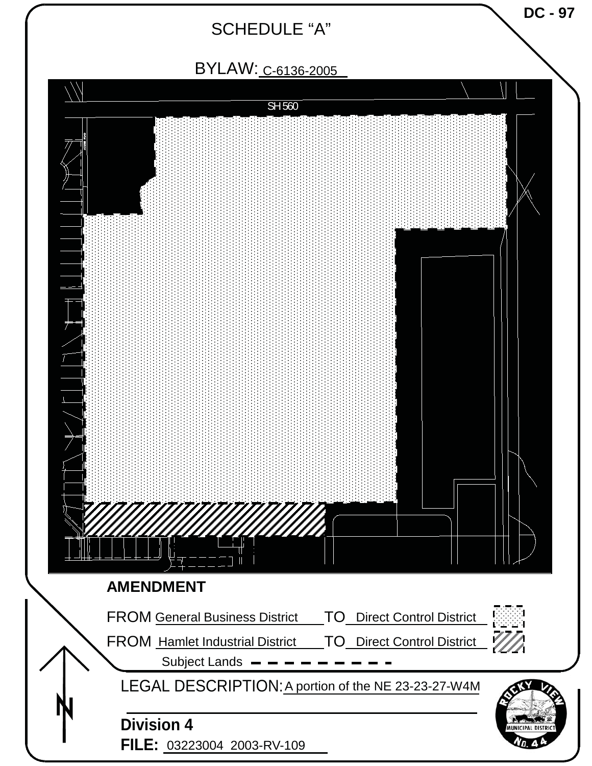DC - 97

# SCHEDULE "A"

## BYLAW: C-6136-2005

SH 560

**AMENDMENT**

FROM General Business District TO Direct Control District

FROM Hamlet Industrial District TO Direct Control District

Subject Lands

LEGAL DESCRIPTION: A portion of the NE 23-23-27-W4M

**Division 4**

**FILE:** 03223004 2003-RV-109

ROCKY VIEW MUNICIPAL DISTRICT No. 44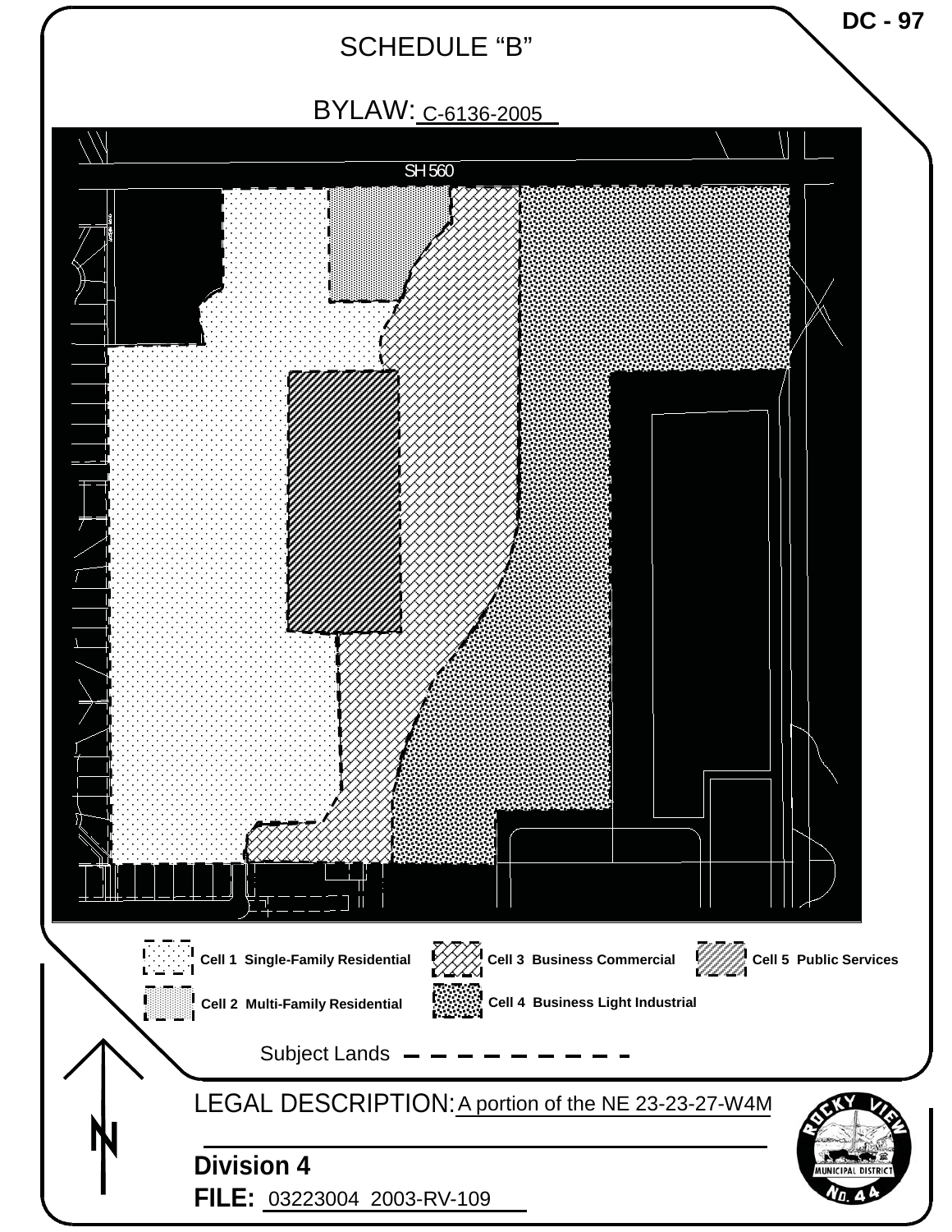# SCHEDULE "B"

BYLAW: C-6136-2005

SH 560

Cell 1 Single-Family Residential

Cell 2 Multi-Family Residential

Cell 3 Business Commercial

Cell 4 Business Light Industrial

Cell 5 Public Services

Subject Lands

LEGAL DESCRIPTION: A portion of the NE 23-23-27-W4M

**Division 4**

**FILE:** 03223004 2003-RV-109

ROCKY VIEW MUNICIPAL DISTRICT No. 44